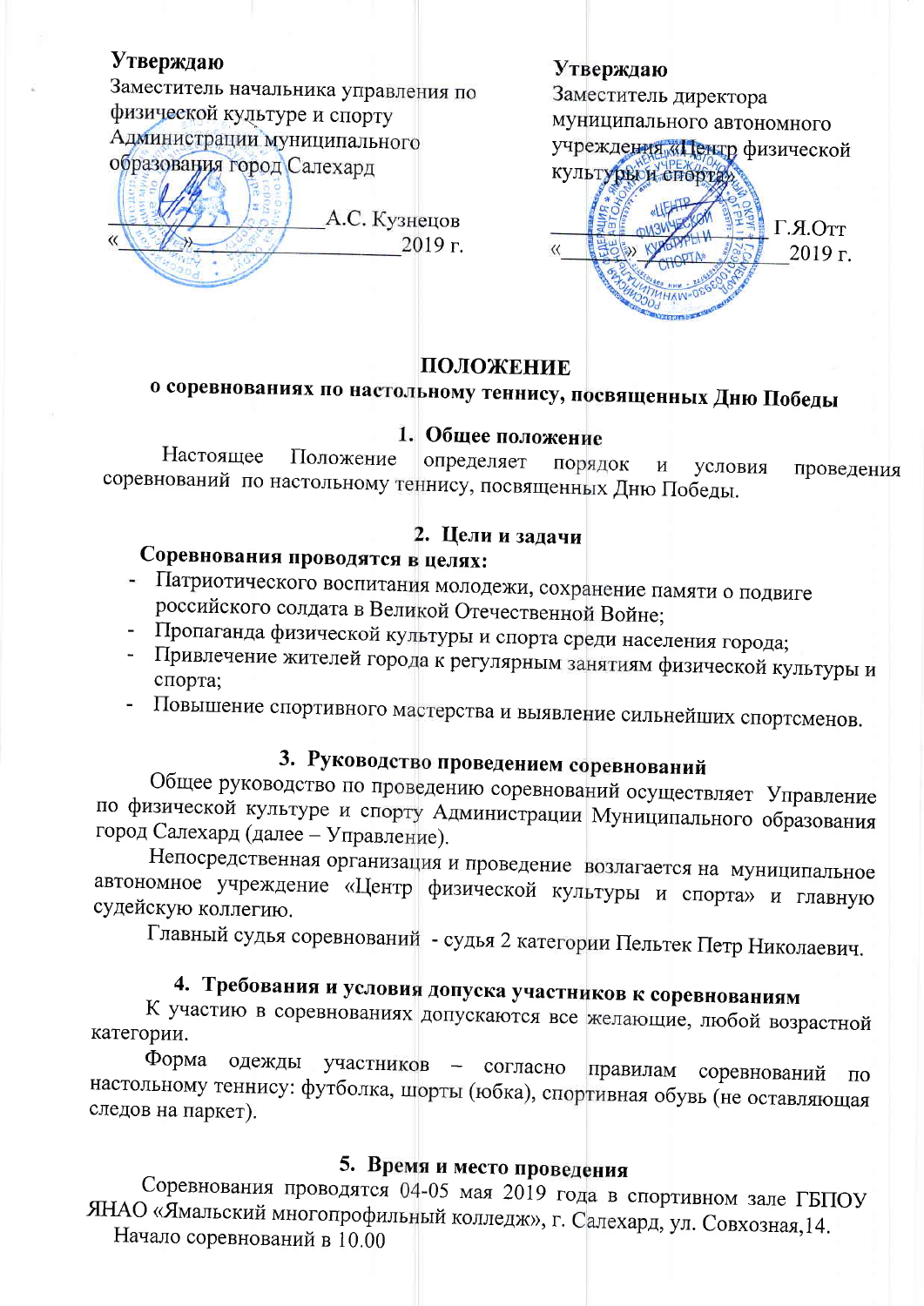**Утверждаю**
Заместитель начальника управления по физической культуре и спорту Администрации муниципального образования город Салехард

\_\_\_\_\_\_\_\_\_\_\_\_\_\_\_\_\_\_ А.С. Кузнецов
«\_\_\_\_»\_\_\_\_\_\_\_\_\_\_\_\_\_\_\_\_ 2019 г.

**Утверждаю**
Заместитель директора муниципального автономного учреждения «Центр физической культуры и спорта»

\_\_\_\_\_\_\_\_\_\_\_\_\_\_\_\_\_\_ Г.Я.Отт
«\_\_\_\_»\_\_\_\_\_\_\_\_\_\_\_\_\_\_\_\_ 2019 г.

# ПОЛОЖЕНИЕ

## о соревнованиях по настольному теннису, посвященных Дню Победы

### 1. Общее положение

Настоящее Положение определяет порядок и условия проведения соревнований по настольному теннису, посвященных Дню Победы.

### 2. Цели и задачи

**Соревнования проводятся в целях:**

- Патриотического воспитания молодежи, сохранение памяти о подвиге российского солдата в Великой Отечественной Войне;
- Пропаганда физической культуры и спорта среди населения города;
- Привлечение жителей города к регулярным занятиям физической культуры и спорта;
- Повышение спортивного мастерства и выявление сильнейших спортсменов.

### 3. Руководство проведением соревнований

Общее руководство по проведению соревнований осуществляет Управление по физической культуре и спорту Администрации Муниципального образования город Салехард (далее – Управление).

Непосредственная организация и проведение возлагается на муниципальное автономное учреждение «Центр физической культуры и спорта» и главную судейскую коллегию.

Главный судья соревнований - судья 2 категории Пельтек Петр Николаевич.

### 4. Требования и условия допуска участников к соревнованиям

К участию в соревнованиях допускаются все желающие, любой возрастной категории.

Форма одежды участников – согласно правилам соревнований по настольному теннису: футболка, шорты (юбка), спортивная обувь (не оставляющая следов на паркет).

### 5. Время и место проведения

Соревнования проводятся 04-05 мая 2019 года в спортивном зале ГБПОУ ЯНАО «Ямальский многопрофильный колледж», г. Салехард, ул. Совхозная,14.

Начало соревнований в 10.00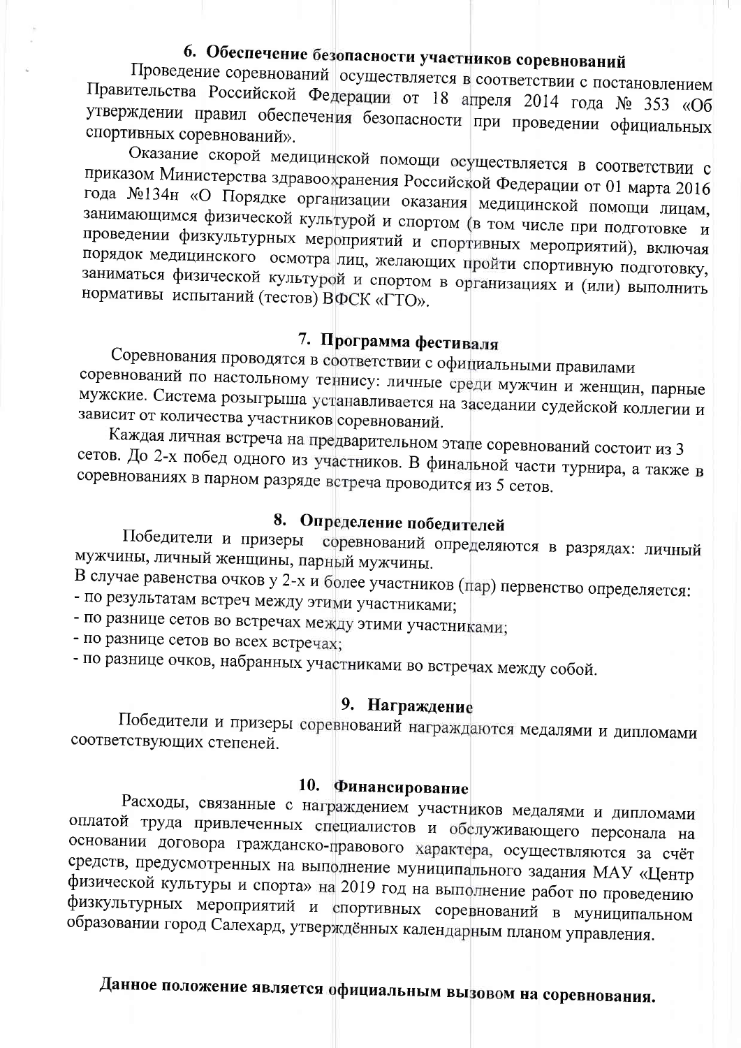## 6. Обеспечение безопасности участников соревнований

Проведение соревнований осуществляется в соответствии с постановлением Правительства Российской Федерации от 18 апреля 2014 года № 353 «Об утверждении правил обеспечения безопасности при проведении официальных спортивных соревнований».

Оказание скорой медицинской помощи осуществляется в соответствии с приказом Министерства здравоохранения Российской Федерации от 01 марта 2016 года №134н «О Порядке организации оказания медицинской помощи лицам, занимающимся физической культурой и спортом (в том числе при подготовке и проведении физкультурных мероприятий и спортивных мероприятий), включая порядок медицинского осмотра лиц, желающих пройти спортивную подготовку, заниматься физической культурой и спортом в организациях и (или) выполнить нормативы испытаний (тестов) ВФСК «ГТО».

## 7. Программа фестиваля

Соревнования проводятся в соответствии с официальными правилами соревнований по настольному теннису: личные среди мужчин и женщин, парные мужские. Система розыгрыша устанавливается на заседании судейской коллегии и зависит от количества участников соревнований.

Каждая личная встреча на предварительном этапе соревнований состоит из 3 сетов. До 2-х побед одного из участников. В финальной части турнира, а также в соревнованиях в парном разряде встреча проводится из 5 сетов.

## 8. Определение победителей

Победители и призеры соревнований определяются в разрядах: личный мужчины, личный женщины, парный мужчины.

В случае равенства очков у 2-х и более участников (пар) первенство определяется:

- по результатам встреч между этими участниками;
- по разнице сетов во встречах между этими участниками;
- по разнице сетов во всех встречах;
- по разнице очков, набранных участниками во встречах между собой.

## 9. Награждение

Победители и призеры соревнований награждаются медалями и дипломами соответствующих степеней.

## 10. Финансирование

Расходы, связанные с награждением участников медалями и дипломами оплатой труда привлеченных специалистов и обслуживающего персонала на основании договора гражданско-правового характера, осуществляются за счёт средств, предусмотренных на выполнение муниципального задания МАУ «Центр физической культуры и спорта» на 2019 год на выполнение работ по проведению физкультурных мероприятий и спортивных соревнований в муниципальном образовании город Салехард, утверждённых календарным планом управления.

**Данное положение является официальным вызовом на соревнования.**